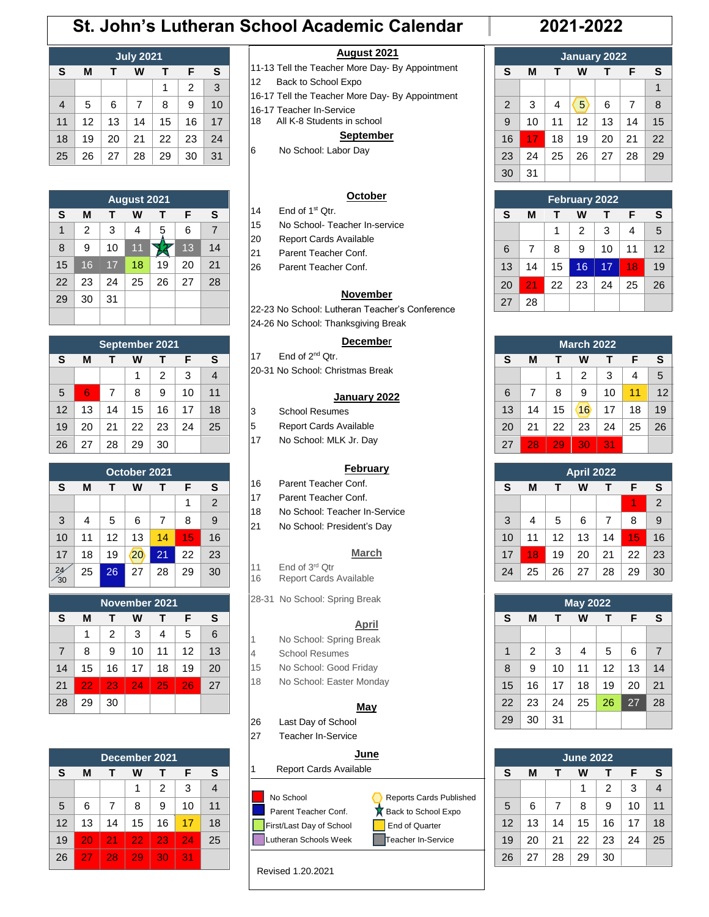# St. John's Lutheran School Academic Calendar 2021-2022

### July 2021

| S | M | T | W | T | F | S |
|---|---|---|---|---|---|---|
| | | | | 1 | 2 | 3 |
| 4 | 5 | 6 | 7 | 8 | 9 | 10 |
| 11 | 12 | 13 | 14 | 15 | 16 | 17 |
| 18 | 19 | 20 | 21 | 22 | 23 | 24 |
| 25 | 26 | 27 | 28 | 29 | 30 | 31 |

### August 2021

| S | M | T | W | T | F | S |
|---|---|---|---|---|---|---|
| 1 | 2 | 3 | 4 | 5 | 6 | 7 |
| 8 | 9 | 10 | 11 | 12 | 13 | 14 |
| 15 | 16 | 17 | 18 | 19 | 20 | 21 |
| 22 | 23 | 24 | 25 | 26 | 27 | 28 |
| 29 | 30 | 31 | | | | |

### September 2021

| S | M | T | W | T | F | S |
|---|---|---|---|---|---|---|
| | | | 1 | 2 | 3 | 4 |
| 5 | 6 | 7 | 8 | 9 | 10 | 11 |
| 12 | 13 | 14 | 15 | 16 | 17 | 18 |
| 19 | 20 | 21 | 22 | 23 | 24 | 25 |
| 26 | 27 | 28 | 29 | 30 | | |

### October 2021

| S | M | T | W | T | F | S |
|---|---|---|---|---|---|---|
| | | | | | 1 | 2 |
| 3 | 4 | 5 | 6 | 7 | 8 | 9 |
| 10 | 11 | 12 | 13 | 14 | 15 | 16 |
| 17 | 18 | 19 | 20 | 21 | 22 | 23 |
| 24/31 | 25 | 26 | 27 | 28 | 29 | 30 |

### November 2021

| S | M | T | W | T | F | S |
|---|---|---|---|---|---|---|
| | 1 | 2 | 3 | 4 | 5 | 6 |
| 7 | 8 | 9 | 10 | 11 | 12 | 13 |
| 14 | 15 | 16 | 17 | 18 | 19 | 20 |
| 21 | 22 | 23 | 24 | 25 | 26 | 27 |
| 28 | 29 | 30 | | | | |

### December 2021

| S | M | T | W | T | F | S |
|---|---|---|---|---|---|---|
| | | | 1 | 2 | 3 | 4 |
| 5 | 6 | 7 | 8 | 9 | 10 | 11 |
| 12 | 13 | 14 | 15 | 16 | 17 | 18 |
| 19 | 20 | 21 | 22 | 23 | 24 | 25 |
| 26 | 27 | 28 | 29 | 30 | 31 | |

## August 2021

11-13 Tell the Teacher More Day- By Appointment
12 Back to School Expo
16-17 Tell the Teacher More Day- By Appointment
16-17 Teacher In-Service
18 All K-8 Students in school

## September

6 No School: Labor Day

## October

14 End of 1st Qtr.
15 No School- Teacher In-service
20 Report Cards Available
21 Parent Teacher Conf.
26 Parent Teacher Conf.

## November

22-23 No School: Lutheran Teacher's Conference
24-26 No School: Thanksgiving Break

## December

17 End of 2nd Qtr.
20-31 No School: Christmas Break

## January 2022

3 School Resumes
5 Report Cards Available
17 No School: MLK Jr. Day

## February

16 Parent Teacher Conf.
17 Parent Teacher Conf.
18 No School: Teacher In-Service
21 No School: President's Day

## March

11 End of 3rd Qtr
16 Report Cards Available
28-31 No School: Spring Break

## April

1 No School: Spring Break
4 School Resumes
15 No School: Good Friday
18 No School: Easter Monday

## May

26 Last Day of School
27 Teacher In-Service

## June

1 Report Cards Available

**Legend:**
- No School (red)
- Parent Teacher Conf. (blue)
- First/Last Day of School (green)
- Lutheran Schools Week (purple)
- Reports Cards Published (hexagon)
- Back to School Expo (star)
- End of Quarter (yellow)
- Teacher In-Service (gray)

Revised 1.20.2021

### January 2022

| S | M | T | W | T | F | S |
|---|---|---|---|---|---|---|
| | | | | | | 1 |
| 2 | 3 | 4 | 5 | 6 | 7 | 8 |
| 9 | 10 | 11 | 12 | 13 | 14 | 15 |
| 16 | 17 | 18 | 19 | 20 | 21 | 22 |
| 23 | 24 | 25 | 26 | 27 | 28 | 29 |
| 30 | 31 | | | | | |

### February 2022

| S | M | T | W | T | F | S |
|---|---|---|---|---|---|---|
| | | 1 | 2 | 3 | 4 | 5 |
| 6 | 7 | 8 | 9 | 10 | 11 | 12 |
| 13 | 14 | 15 | 16 | 17 | 18 | 19 |
| 20 | 21 | 22 | 23 | 24 | 25 | 26 |
| 27 | 28 | | | | | |

### March 2022

| S | M | T | W | T | F | S |
|---|---|---|---|---|---|---|
| | | 1 | 2 | 3 | 4 | 5 |
| 6 | 7 | 8 | 9 | 10 | 11 | 12 |
| 13 | 14 | 15 | 16 | 17 | 18 | 19 |
| 20 | 21 | 22 | 23 | 24 | 25 | 26 |
| 27 | 28 | 29 | 30 | 31 | | |

### April 2022

| S | M | T | W | T | F | S |
|---|---|---|---|---|---|---|
| | | | | | 1 | 2 |
| 3 | 4 | 5 | 6 | 7 | 8 | 9 |
| 10 | 11 | 12 | 13 | 14 | 15 | 16 |
| 17 | 18 | 19 | 20 | 21 | 22 | 23 |
| 24 | 25 | 26 | 27 | 28 | 29 | 30 |

### May 2022

| S | M | T | W | T | F | S |
|---|---|---|---|---|---|---|
| 1 | 2 | 3 | 4 | 5 | 6 | 7 |
| 8 | 9 | 10 | 11 | 12 | 13 | 14 |
| 15 | 16 | 17 | 18 | 19 | 20 | 21 |
| 22 | 23 | 24 | 25 | 26 | 27 | 28 |
| 29 | 30 | 31 | | | | |

### June 2022

| S | M | T | W | T | F | S |
|---|---|---|---|---|---|---|
| | | | 1 | 2 | 3 | 4 |
| 5 | 6 | 7 | 8 | 9 | 10 | 11 |
| 12 | 13 | 14 | 15 | 16 | 17 | 18 |
| 19 | 20 | 21 | 22 | 23 | 24 | 25 |
| 26 | 27 | 28 | 29 | 30 | | |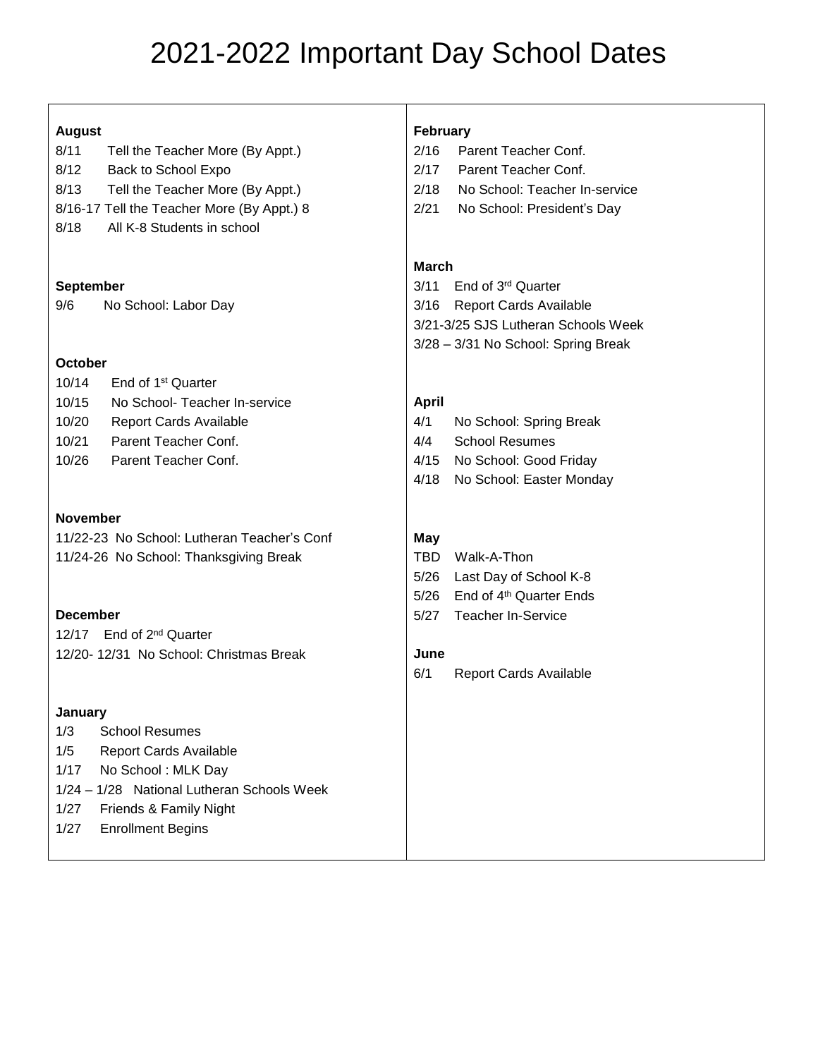# 2021-2022 Important Day School Dates

**August**

8/11 Tell the Teacher More (By Appt.)
8/12 Back to School Expo
8/13 Tell the Teacher More (By Appt.)
8/16-17 Tell the Teacher More (By Appt.) 8
8/18 All K-8 Students in school

**September**

9/6 No School: Labor Day

**October**

10/14 End of 1st Quarter
10/15 No School- Teacher In-service
10/20 Report Cards Available
10/21 Parent Teacher Conf.
10/26 Parent Teacher Conf.

**November**

11/22-23 No School: Lutheran Teacher's Conf
11/24-26 No School: Thanksgiving Break

**December**

12/17 End of 2nd Quarter
12/20- 12/31 No School: Christmas Break

**January**

1/3 School Resumes
1/5 Report Cards Available
1/17 No School : MLK Day
1/24 – 1/28 National Lutheran Schools Week
1/27 Friends & Family Night
1/27 Enrollment Begins

**February**

2/16 Parent Teacher Conf.
2/17 Parent Teacher Conf.
2/18 No School: Teacher In-service
2/21 No School: President's Day

**March**

3/11 End of 3rd Quarter
3/16 Report Cards Available
3/21-3/25 SJS Lutheran Schools Week
3/28 – 3/31 No School: Spring Break

**April**

4/1 No School: Spring Break
4/4 School Resumes
4/15 No School: Good Friday
4/18 No School: Easter Monday

**May**

TBD Walk-A-Thon
5/26 Last Day of School K-8
5/26 End of 4th Quarter Ends
5/27 Teacher In-Service

**June**

6/1 Report Cards Available